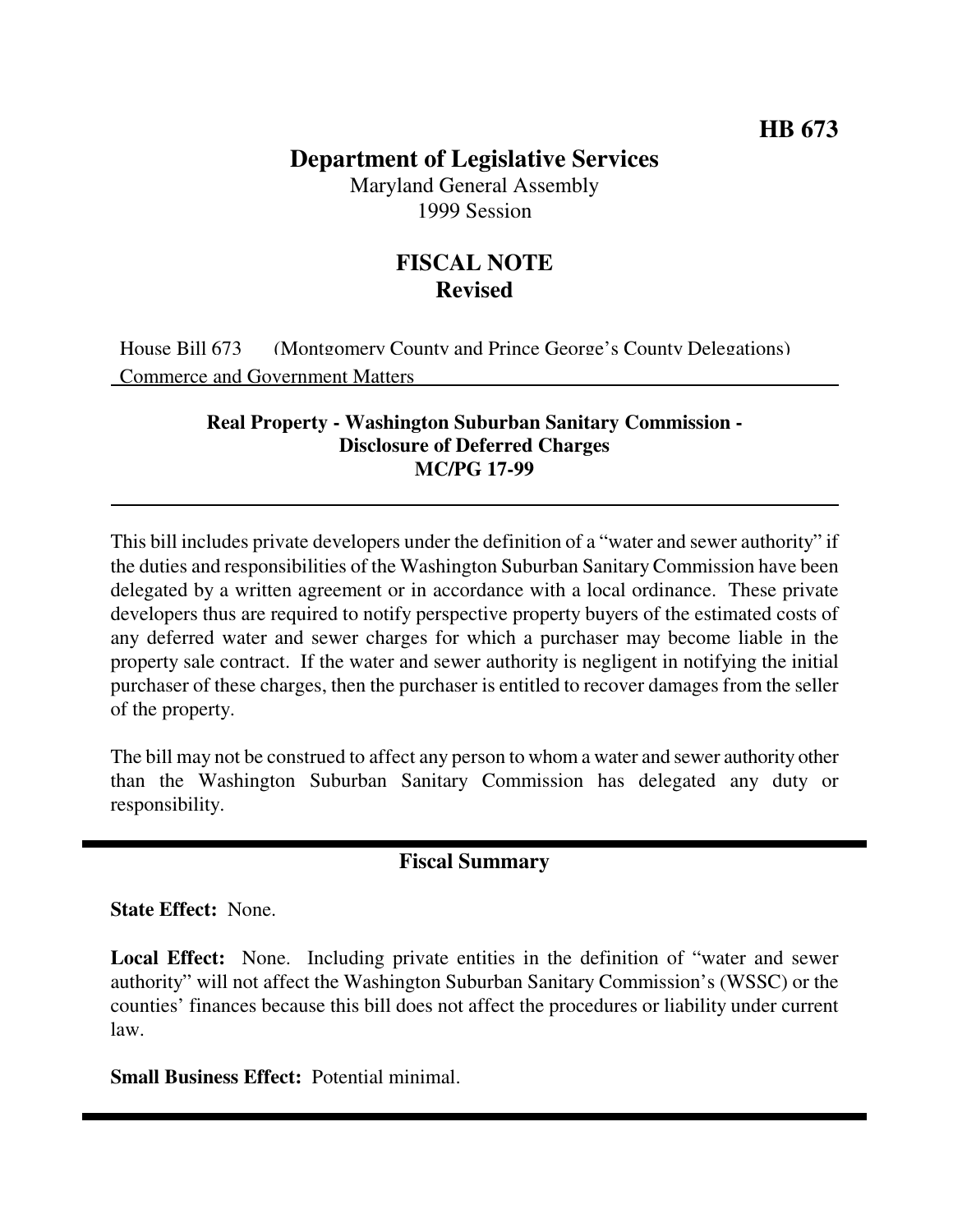**HB 673**

# Department of Legislative Services

Maryland General Assembly
1999 Session

## FISCAL NOTE
## Revised

House Bill 673 (Montgomery County and Prince George's County Delegations)
Commerce and Government Matters

### Real Property - Washington Suburban Sanitary Commission - Disclosure of Deferred Charges
### MC/PG 17-99

---

This bill includes private developers under the definition of a "water and sewer authority" if the duties and responsibilities of the Washington Suburban Sanitary Commission have been delegated by a written agreement or in accordance with a local ordinance. These private developers thus are required to notify perspective property buyers of the estimated costs of any deferred water and sewer charges for which a purchaser may become liable in the property sale contract. If the water and sewer authority is negligent in notifying the initial purchaser of these charges, then the purchaser is entitled to recover damages from the seller of the property.

The bill may not be construed to affect any person to whom a water and sewer authority other than the Washington Suburban Sanitary Commission has delegated any duty or responsibility.

---

### Fiscal Summary

**State Effect:** None.

**Local Effect:** None. Including private entities in the definition of "water and sewer authority" will not affect the Washington Suburban Sanitary Commission's (WSSC) or the counties' finances because this bill does not affect the procedures or liability under current law.

**Small Business Effect:** Potential minimal.

---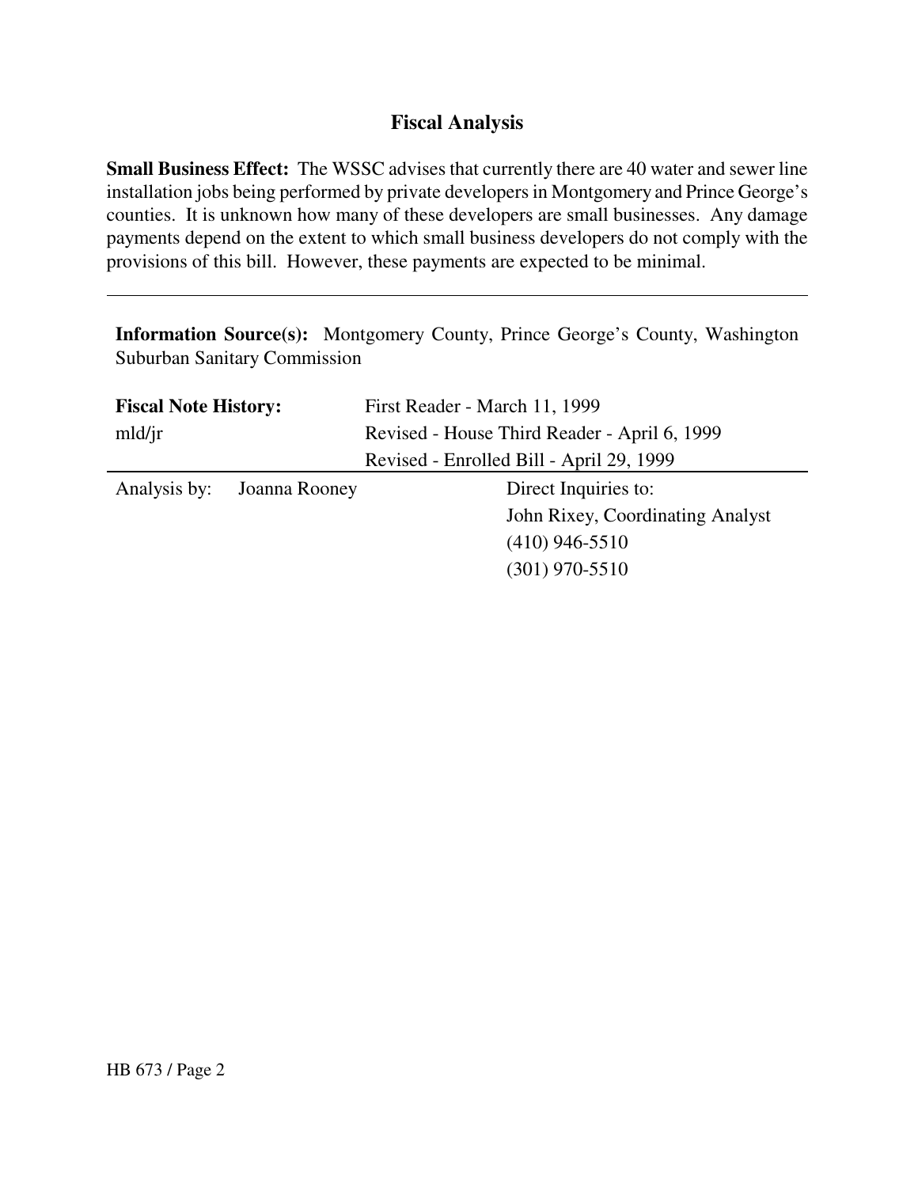## Fiscal Analysis

**Small Business Effect:** The WSSC advises that currently there are 40 water and sewer line installation jobs being performed by private developers in Montgomery and Prince George's counties. It is unknown how many of these developers are small businesses. Any damage payments depend on the extent to which small business developers do not comply with the provisions of this bill. However, these payments are expected to be minimal.

---

**Information Source(s):** Montgomery County, Prince George's County, Washington Suburban Sanitary Commission

| | |
|---|---|
| **Fiscal Note History:** | First Reader - March 11, 1999 |
| mld/jr | Revised - House Third Reader - April 6, 1999 |
| | Revised - Enrolled Bill - April 29, 1999 |

Analysis by: Joanna Rooney

Direct Inquiries to:
John Rixey, Coordinating Analyst
(410) 946-5510
(301) 970-5510